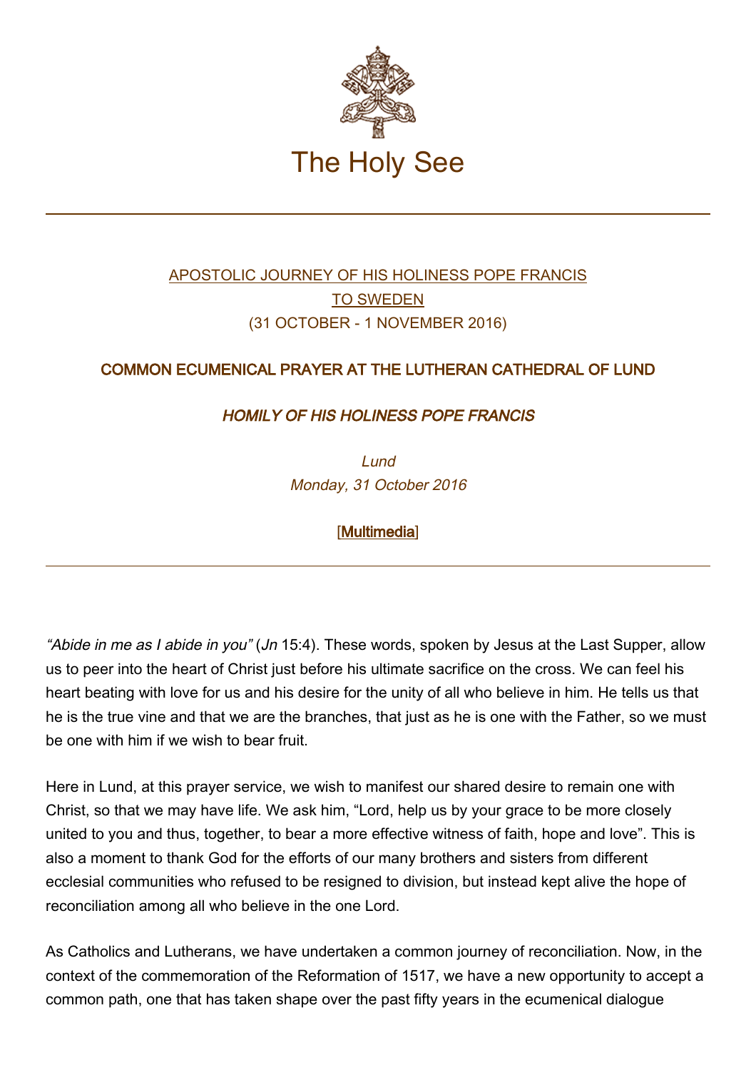# The Holy See

---

## [APOSTOLIC JOURNEY OF HIS HOLINESS POPE FRANCIS TO SWEDEN](#)
## (31 OCTOBER - 1 NOVEMBER 2016)

### COMMON ECUMENICAL PRAYER AT THE LUTHERAN CATHEDRAL OF LUND

### *HOMILY OF HIS HOLINESS POPE FRANCIS*

*Lund*
*Monday, 31 October 2016*

[Multimedia]

---

*“Abide in me as I abide in you”* (*Jn* 15:4). These words, spoken by Jesus at the Last Supper, allow us to peer into the heart of Christ just before his ultimate sacrifice on the cross. We can feel his heart beating with love for us and his desire for the unity of all who believe in him. He tells us that he is the true vine and that we are the branches, that just as he is one with the Father, so we must be one with him if we wish to bear fruit.

Here in Lund, at this prayer service, we wish to manifest our shared desire to remain one with Christ, so that we may have life. We ask him, “Lord, help us by your grace to be more closely united to you and thus, together, to bear a more effective witness of faith, hope and love”. This is also a moment to thank God for the efforts of our many brothers and sisters from different ecclesial communities who refused to be resigned to division, but instead kept alive the hope of reconciliation among all who believe in the one Lord.

As Catholics and Lutherans, we have undertaken a common journey of reconciliation. Now, in the context of the commemoration of the Reformation of 1517, we have a new opportunity to accept a common path, one that has taken shape over the past fifty years in the ecumenical dialogue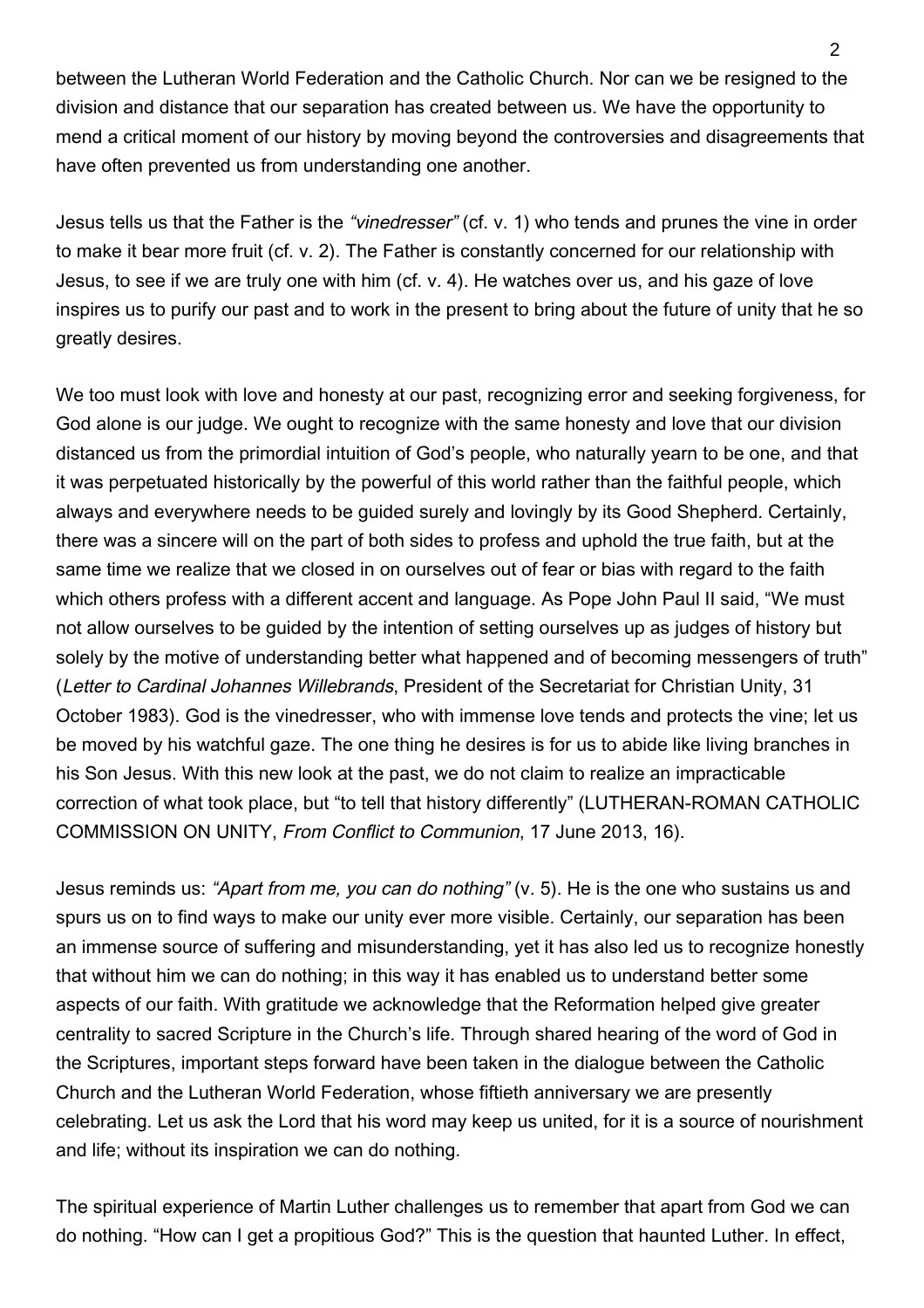between the Lutheran World Federation and the Catholic Church. Nor can we be resigned to the division and distance that our separation has created between us. We have the opportunity to mend a critical moment of our history by moving beyond the controversies and disagreements that have often prevented us from understanding one another.

Jesus tells us that the Father is the *"vinedresser"* (cf. v. 1) who tends and prunes the vine in order to make it bear more fruit (cf. v. 2). The Father is constantly concerned for our relationship with Jesus, to see if we are truly one with him (cf. v. 4). He watches over us, and his gaze of love inspires us to purify our past and to work in the present to bring about the future of unity that he so greatly desires.

We too must look with love and honesty at our past, recognizing error and seeking forgiveness, for God alone is our judge. We ought to recognize with the same honesty and love that our division distanced us from the primordial intuition of God's people, who naturally yearn to be one, and that it was perpetuated historically by the powerful of this world rather than the faithful people, which always and everywhere needs to be guided surely and lovingly by its Good Shepherd. Certainly, there was a sincere will on the part of both sides to profess and uphold the true faith, but at the same time we realize that we closed in on ourselves out of fear or bias with regard to the faith which others profess with a different accent and language. As Pope John Paul II said, "We must not allow ourselves to be guided by the intention of setting ourselves up as judges of history but solely by the motive of understanding better what happened and of becoming messengers of truth" (*Letter to Cardinal Johannes Willebrands*, President of the Secretariat for Christian Unity, 31 October 1983). God is the vinedresser, who with immense love tends and protects the vine; let us be moved by his watchful gaze. The one thing he desires is for us to abide like living branches in his Son Jesus. With this new look at the past, we do not claim to realize an impracticable correction of what took place, but "to tell that history differently" (LUTHERAN-ROMAN CATHOLIC COMMISSION ON UNITY, *From Conflict to Communion*, 17 June 2013, 16).

Jesus reminds us: *"Apart from me, you can do nothing"* (v. 5). He is the one who sustains us and spurs us on to find ways to make our unity ever more visible. Certainly, our separation has been an immense source of suffering and misunderstanding, yet it has also led us to recognize honestly that without him we can do nothing; in this way it has enabled us to understand better some aspects of our faith. With gratitude we acknowledge that the Reformation helped give greater centrality to sacred Scripture in the Church's life. Through shared hearing of the word of God in the Scriptures, important steps forward have been taken in the dialogue between the Catholic Church and the Lutheran World Federation, whose fiftieth anniversary we are presently celebrating. Let us ask the Lord that his word may keep us united, for it is a source of nourishment and life; without its inspiration we can do nothing.

The spiritual experience of Martin Luther challenges us to remember that apart from God we can do nothing. "How can I get a propitious God?" This is the question that haunted Luther. In effect,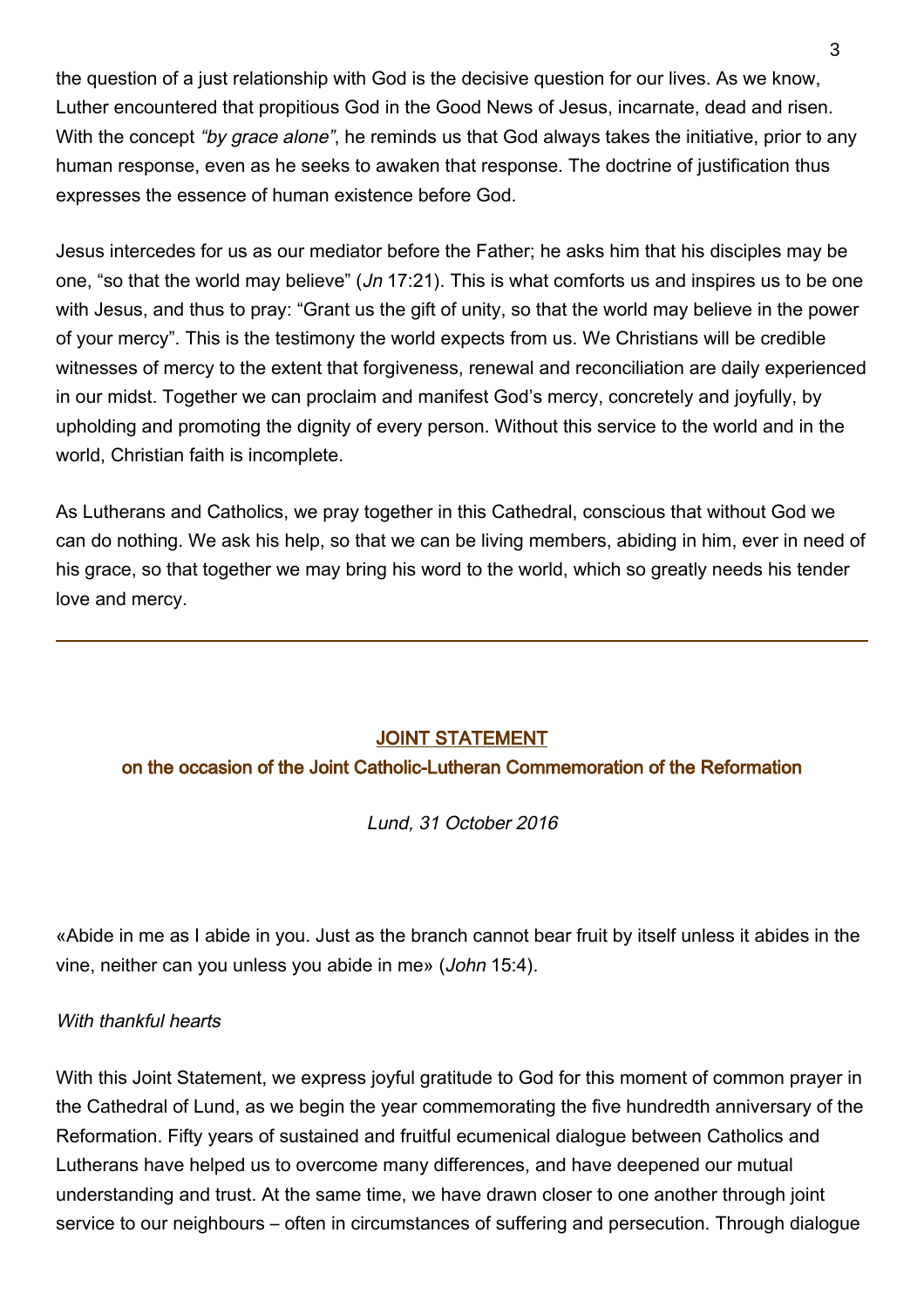the question of a just relationship with God is the decisive question for our lives. As we know, Luther encountered that propitious God in the Good News of Jesus, incarnate, dead and risen. With the concept *"by grace alone"*, he reminds us that God always takes the initiative, prior to any human response, even as he seeks to awaken that response. The doctrine of justification thus expresses the essence of human existence before God.

Jesus intercedes for us as our mediator before the Father; he asks him that his disciples may be one, "so that the world may believe" (*Jn* 17:21). This is what comforts us and inspires us to be one with Jesus, and thus to pray: "Grant us the gift of unity, so that the world may believe in the power of your mercy". This is the testimony the world expects from us. We Christians will be credible witnesses of mercy to the extent that forgiveness, renewal and reconciliation are daily experienced in our midst. Together we can proclaim and manifest God's mercy, concretely and joyfully, by upholding and promoting the dignity of every person. Without this service to the world and in the world, Christian faith is incomplete.

As Lutherans and Catholics, we pray together in this Cathedral, conscious that without God we can do nothing. We ask his help, so that we can be living members, abiding in him, ever in need of his grace, so that together we may bring his word to the world, which so greatly needs his tender love and mercy.

---

## JOINT STATEMENT

### on the occasion of the Joint Catholic-Lutheran Commemoration of the Reformation

*Lund, 31 October 2016*

«Abide in me as I abide in you. Just as the branch cannot bear fruit by itself unless it abides in the vine, neither can you unless you abide in me» (*John* 15:4).

*With thankful hearts*

With this Joint Statement, we express joyful gratitude to God for this moment of common prayer in the Cathedral of Lund, as we begin the year commemorating the five hundredth anniversary of the Reformation. Fifty years of sustained and fruitful ecumenical dialogue between Catholics and Lutherans have helped us to overcome many differences, and have deepened our mutual understanding and trust. At the same time, we have drawn closer to one another through joint service to our neighbours – often in circumstances of suffering and persecution. Through dialogue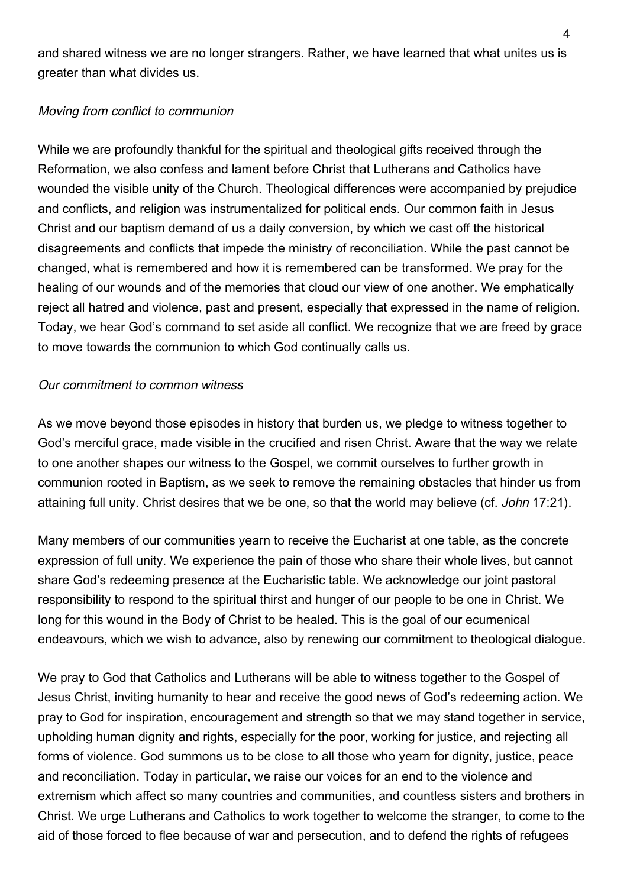and shared witness we are no longer strangers. Rather, we have learned that what unites us is greater than what divides us.

### *Moving from conflict to communion*

While we are profoundly thankful for the spiritual and theological gifts received through the Reformation, we also confess and lament before Christ that Lutherans and Catholics have wounded the visible unity of the Church. Theological differences were accompanied by prejudice and conflicts, and religion was instrumentalized for political ends. Our common faith in Jesus Christ and our baptism demand of us a daily conversion, by which we cast off the historical disagreements and conflicts that impede the ministry of reconciliation. While the past cannot be changed, what is remembered and how it is remembered can be transformed. We pray for the healing of our wounds and of the memories that cloud our view of one another. We emphatically reject all hatred and violence, past and present, especially that expressed in the name of religion. Today, we hear God's command to set aside all conflict. We recognize that we are freed by grace to move towards the communion to which God continually calls us.

### *Our commitment to common witness*

As we move beyond those episodes in history that burden us, we pledge to witness together to God's merciful grace, made visible in the crucified and risen Christ. Aware that the way we relate to one another shapes our witness to the Gospel, we commit ourselves to further growth in communion rooted in Baptism, as we seek to remove the remaining obstacles that hinder us from attaining full unity. Christ desires that we be one, so that the world may believe (cf. *John* 17:21).

Many members of our communities yearn to receive the Eucharist at one table, as the concrete expression of full unity. We experience the pain of those who share their whole lives, but cannot share God's redeeming presence at the Eucharistic table. We acknowledge our joint pastoral responsibility to respond to the spiritual thirst and hunger of our people to be one in Christ. We long for this wound in the Body of Christ to be healed. This is the goal of our ecumenical endeavours, which we wish to advance, also by renewing our commitment to theological dialogue.

We pray to God that Catholics and Lutherans will be able to witness together to the Gospel of Jesus Christ, inviting humanity to hear and receive the good news of God's redeeming action. We pray to God for inspiration, encouragement and strength so that we may stand together in service, upholding human dignity and rights, especially for the poor, working for justice, and rejecting all forms of violence. God summons us to be close to all those who yearn for dignity, justice, peace and reconciliation. Today in particular, we raise our voices for an end to the violence and extremism which affect so many countries and communities, and countless sisters and brothers in Christ. We urge Lutherans and Catholics to work together to welcome the stranger, to come to the aid of those forced to flee because of war and persecution, and to defend the rights of refugees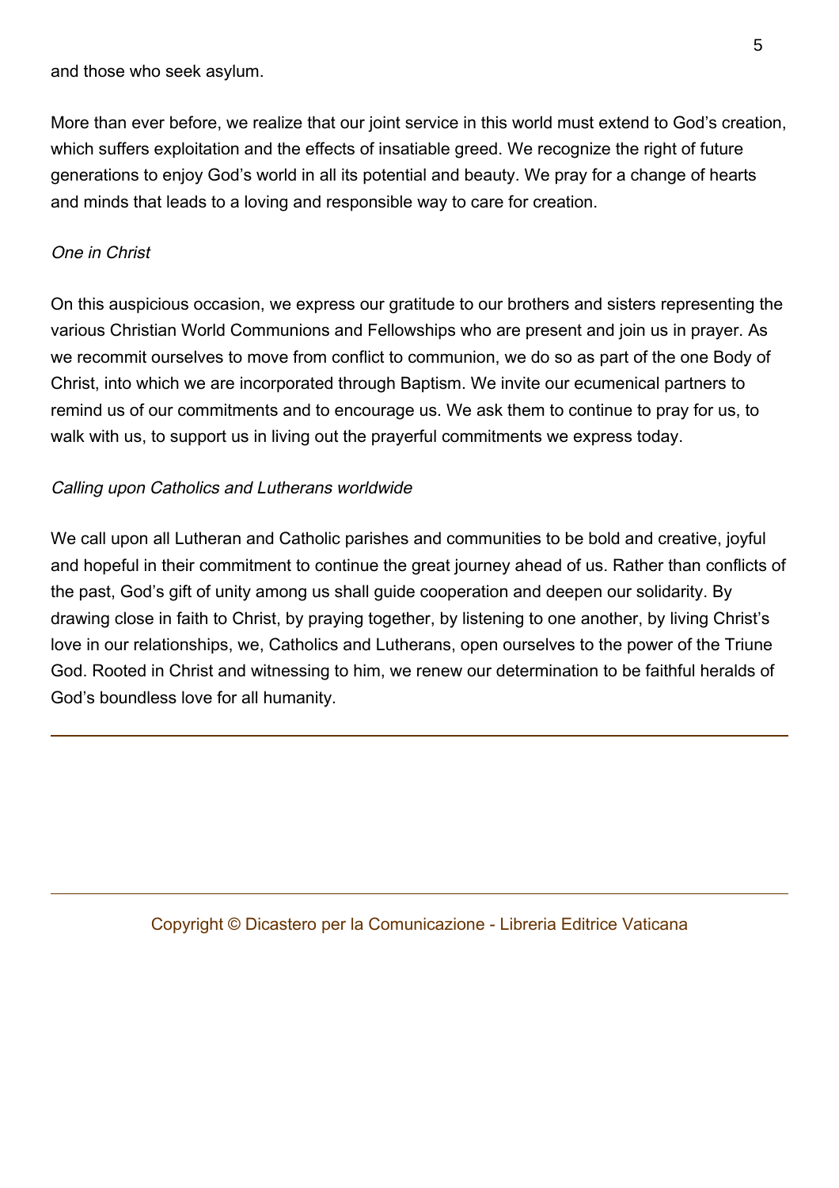and those who seek asylum.

More than ever before, we realize that our joint service in this world must extend to God's creation, which suffers exploitation and the effects of insatiable greed. We recognize the right of future generations to enjoy God's world in all its potential and beauty. We pray for a change of hearts and minds that leads to a loving and responsible way to care for creation.

*One in Christ*

On this auspicious occasion, we express our gratitude to our brothers and sisters representing the various Christian World Communions and Fellowships who are present and join us in prayer. As we recommit ourselves to move from conflict to communion, we do so as part of the one Body of Christ, into which we are incorporated through Baptism. We invite our ecumenical partners to remind us of our commitments and to encourage us. We ask them to continue to pray for us, to walk with us, to support us in living out the prayerful commitments we express today.

*Calling upon Catholics and Lutherans worldwide*

We call upon all Lutheran and Catholic parishes and communities to be bold and creative, joyful and hopeful in their commitment to continue the great journey ahead of us. Rather than conflicts of the past, God's gift of unity among us shall guide cooperation and deepen our solidarity. By drawing close in faith to Christ, by praying together, by listening to one another, by living Christ's love in our relationships, we, Catholics and Lutherans, open ourselves to the power of the Triune God. Rooted in Christ and witnessing to him, we renew our determination to be faithful heralds of God's boundless love for all humanity.

---

Copyright © Dicastero per la Comunicazione - Libreria Editrice Vaticana